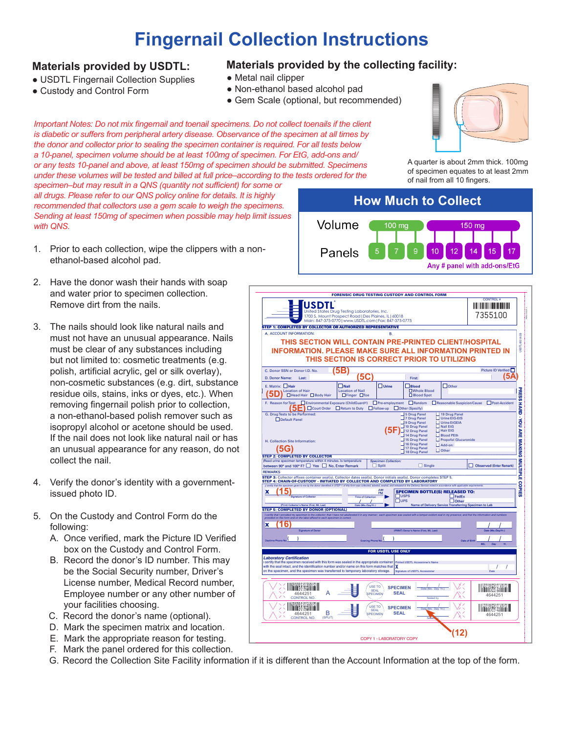# Fingernail Collection Instructions

## Materials provided by USDTL:

- USDTL Fingernail Collection Supplies
- Custody and Control Form

## Materials provided by the collecting facility:

- Metal nail clipper
- Non-ethanol based alcohol pad
- Gem Scale (optional, but recommended)

*Important Notes: Do not mix fingernail and toenail specimens. Do not collect toenails if the client is diabetic or suffers from peripheral artery disease. Observance of the specimen at all times by the donor and collector prior to sealing the specimen container is required. For all tests below a 10-panel, specimen volume should be at least 100mg of specimen. For EtG, add-ons and/or any tests 10-panel and above, at least 150mg of specimen should be submitted. Specimens under these volumes will be tested and billed at full price–according to the tests ordered for the specimen–but may result in a QNS (quantity not sufficient) for some or all drugs. Please refer to our QNS policy online for details. It is highly recommended that collectors use a gem scale to weigh the specimens. Sending at least 150mg of specimen when possible may help limit issues with QNS.*

A quarter is about 2mm thick. 100mg of specimen equates to at least 2mm of nail from all 10 fingers.

### How Much to Collect

| | 100 mg | | | 150 mg | | | | | |
|---|---|---|---|---|---|---|---|---|---|
| **Volume** | 100 mg | | | 150 mg | | | | | |
| **Panels** | 5 | 7 | 9 | 10 | 12 | 14 | 15 | 17 | Any # panel with add-ons/EtG |

1. Prior to each collection, wipe the clippers with a non-ethanol-based alcohol pad.
2. Have the donor wash their hands with soap and water prior to specimen collection. Remove dirt from the nails.
3. The nails should look like natural nails and must not have an unusual appearance. Nails must be clear of any substances including but not limited to: cosmetic treatments (e.g. polish, artificial acrylic, gel or silk overlay), non-cosmetic substances (e.g. dirt, substance residue oils, stains, inks or dyes, etc.). When removing fingernail polish prior to collection, a non-ethanol-based polish remover such as isopropyl alcohol or acetone should be used. If the nail does not look like natural nail or has an unusual appearance for any reason, do not collect the nail.
4. Verify the donor's identity with a government-issued photo ID.
5. On the Custody and Control Form do the following:
   A. Once verified, mark the Picture ID Verified box on the Custody and Control Form.
   B. Record the donor's ID number. This may be the Social Security number, Driver's License number, Medical Record number, Employee number or any other number of your facilities choosing.
   C. Record the donor's name (optional).
   D. Mark the specimen matrix and location.
   E. Mark the appropriate reason for testing.
   F. Mark the panel ordered for this collection.
   G. Record the Collection Site Facility information if it is different than the Account Information at the top of the form.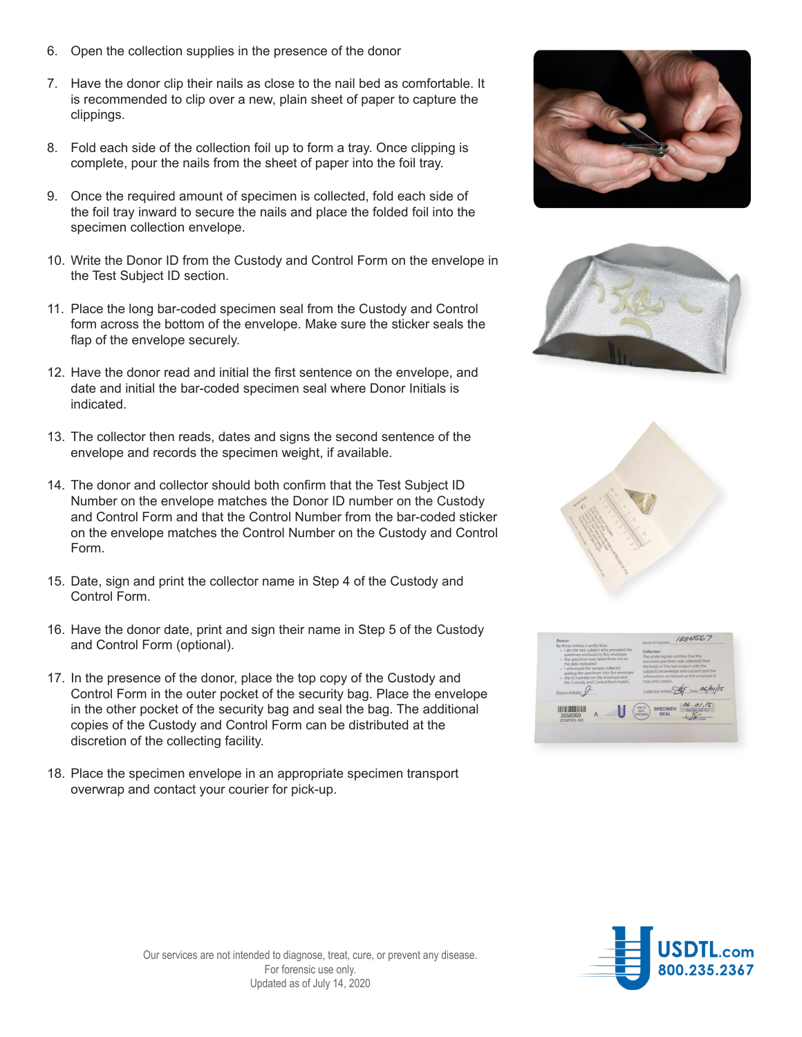6. Open the collection supplies in the presence of the donor

7. Have the donor clip their nails as close to the nail bed as comfortable. It is recommended to clip over a new, plain sheet of paper to capture the clippings.

8. Fold each side of the collection foil up to form a tray. Once clipping is complete, pour the nails from the sheet of paper into the foil tray.

9. Once the required amount of specimen is collected, fold each side of the foil tray inward to secure the nails and place the folded foil into the specimen collection envelope.

10. Write the Donor ID from the Custody and Control Form on the envelope in the Test Subject ID section.

11. Place the long bar-coded specimen seal from the Custody and Control form across the bottom of the envelope. Make sure the sticker seals the flap of the envelope securely.

12. Have the donor read and initial the first sentence on the envelope, and date and initial the bar-coded specimen seal where Donor Initials is indicated.

13. The collector then reads, dates and signs the second sentence of the envelope and records the specimen weight, if available.

14. The donor and collector should both confirm that the Test Subject ID Number on the envelope matches the Donor ID number on the Custody and Control Form and that the Control Number from the bar-coded sticker on the envelope matches the Control Number on the Custody and Control Form.

15. Date, sign and print the collector name in Step 4 of the Custody and Control Form.

16. Have the donor date, print and sign their name in Step 5 of the Custody and Control Form (optional).

17. In the presence of the donor, place the top copy of the Custody and Control Form in the outer pocket of the security bag. Place the envelope in the other pocket of the security bag and seal the bag. The additional copies of the Custody and Control Form can be distributed at the discretion of the collecting facility.

18. Place the specimen envelope in an appropriate specimen transport overwrap and contact your courier for pick-up.

Our services are not intended to diagnose, treat, cure, or prevent any disease.
For forensic use only.
Updated as of July 14, 2020

USDTL.com
800.235.2367